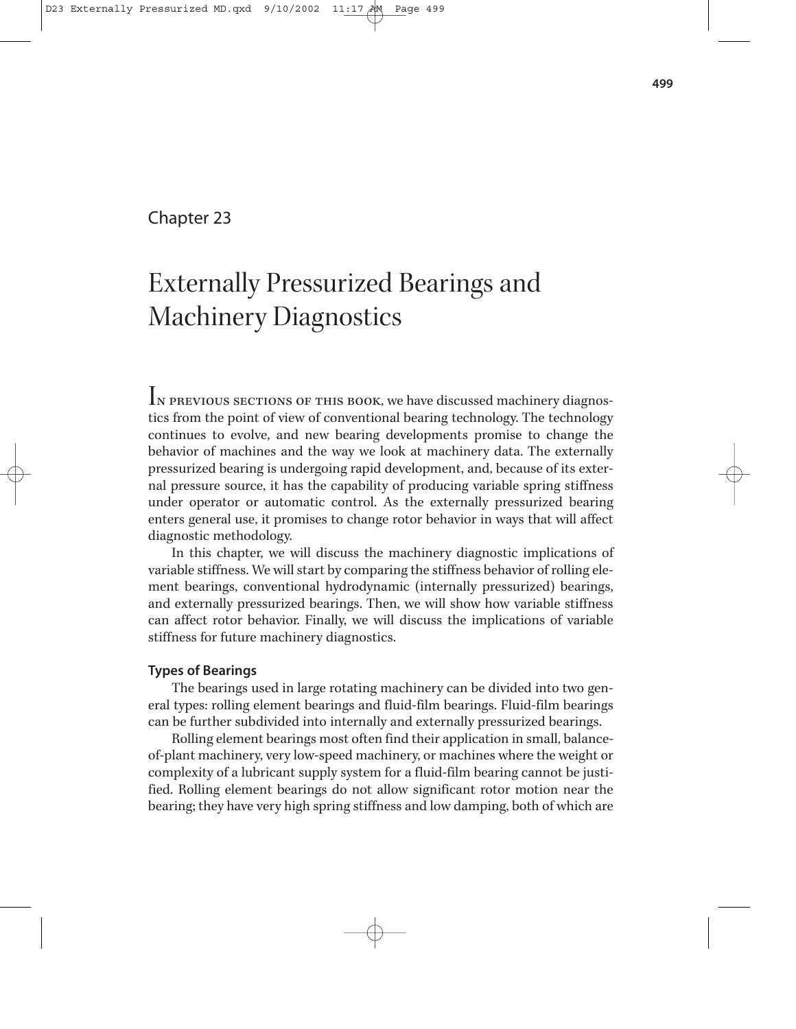Chapter 23

# Externally Pressurized Bearings and Machinery Diagnostics

In previous sections of this book, we have discussed machinery diagnostics from the point of view of conventional bearing technology. The technology continues to evolve, and new bearing developments promise to change the behavior of machines and the way we look at machinery data. The externally pressurized bearing is undergoing rapid development, and, because of its external pressure source, it has the capability of producing variable spring stiffness under operator or automatic control. As the externally pressurized bearing enters general use, it promises to change rotor behavior in ways that will affect diagnostic methodology.

In this chapter, we will discuss the machinery diagnostic implications of variable stiffness. We will start by comparing the stiffness behavior of rolling element bearings, conventional hydrodynamic (internally pressurized) bearings, and externally pressurized bearings. Then, we will show how variable stiffness can affect rotor behavior. Finally, we will discuss the implications of variable stiffness for future machinery diagnostics.

### Types of Bearings

The bearings used in large rotating machinery can be divided into two general types: rolling element bearings and fluid-film bearings. Fluid-film bearings can be further subdivided into internally and externally pressurized bearings.

Rolling element bearings most often find their application in small, balance-of-plant machinery, very low-speed machinery, or machines where the weight or complexity of a lubricant supply system for a fluid-film bearing cannot be justified. Rolling element bearings do not allow significant rotor motion near the bearing; they have very high spring stiffness and low damping, both of which are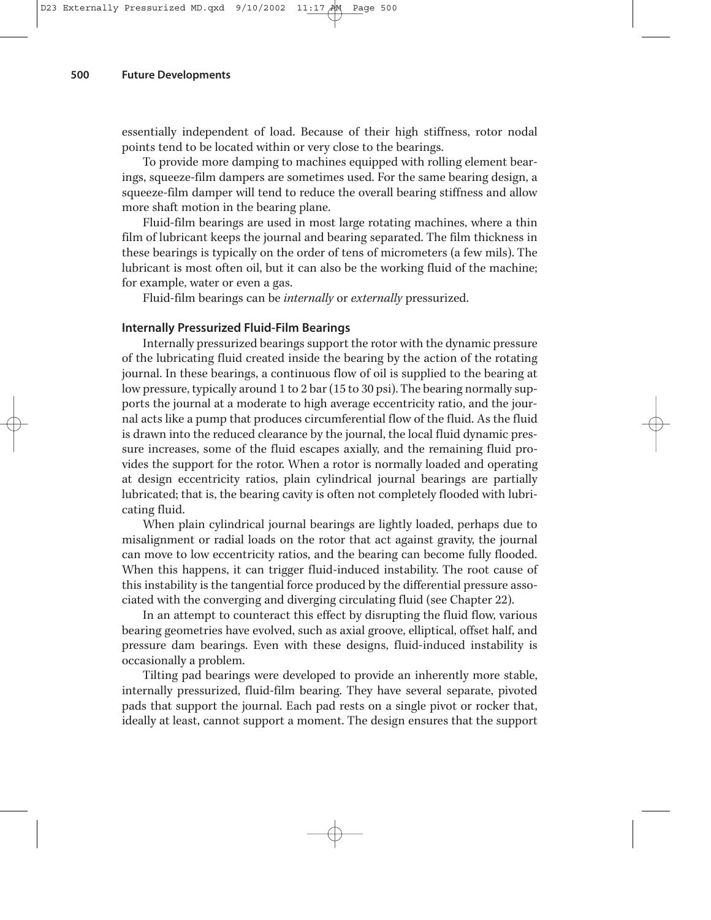essentially independent of load. Because of their high stiffness, rotor nodal points tend to be located within or very close to the bearings.

To provide more damping to machines equipped with rolling element bearings, squeeze-film dampers are sometimes used. For the same bearing design, a squeeze-film damper will tend to reduce the overall bearing stiffness and allow more shaft motion in the bearing plane.

Fluid-film bearings are used in most large rotating machines, where a thin film of lubricant keeps the journal and bearing separated. The film thickness in these bearings is typically on the order of tens of micrometers (a few mils). The lubricant is most often oil, but it can also be the working fluid of the machine; for example, water or even a gas.

Fluid-film bearings can be *internally* or *externally* pressurized.

### Internally Pressurized Fluid-Film Bearings

Internally pressurized bearings support the rotor with the dynamic pressure of the lubricating fluid created inside the bearing by the action of the rotating journal. In these bearings, a continuous flow of oil is supplied to the bearing at low pressure, typically around 1 to 2 bar (15 to 30 psi). The bearing normally supports the journal at a moderate to high average eccentricity ratio, and the journal acts like a pump that produces circumferential flow of the fluid. As the fluid is drawn into the reduced clearance by the journal, the local fluid dynamic pressure increases, some of the fluid escapes axially, and the remaining fluid provides the support for the rotor. When a rotor is normally loaded and operating at design eccentricity ratios, plain cylindrical journal bearings are partially lubricated; that is, the bearing cavity is often not completely flooded with lubricating fluid.

When plain cylindrical journal bearings are lightly loaded, perhaps due to misalignment or radial loads on the rotor that act against gravity, the journal can move to low eccentricity ratios, and the bearing can become fully flooded. When this happens, it can trigger fluid-induced instability. The root cause of this instability is the tangential force produced by the differential pressure associated with the converging and diverging circulating fluid (see Chapter 22).

In an attempt to counteract this effect by disrupting the fluid flow, various bearing geometries have evolved, such as axial groove, elliptical, offset half, and pressure dam bearings. Even with these designs, fluid-induced instability is occasionally a problem.

Tilting pad bearings were developed to provide an inherently more stable, internally pressurized, fluid-film bearing. They have several separate, pivoted pads that support the journal. Each pad rests on a single pivot or rocker that, ideally at least, cannot support a moment. The design ensures that the support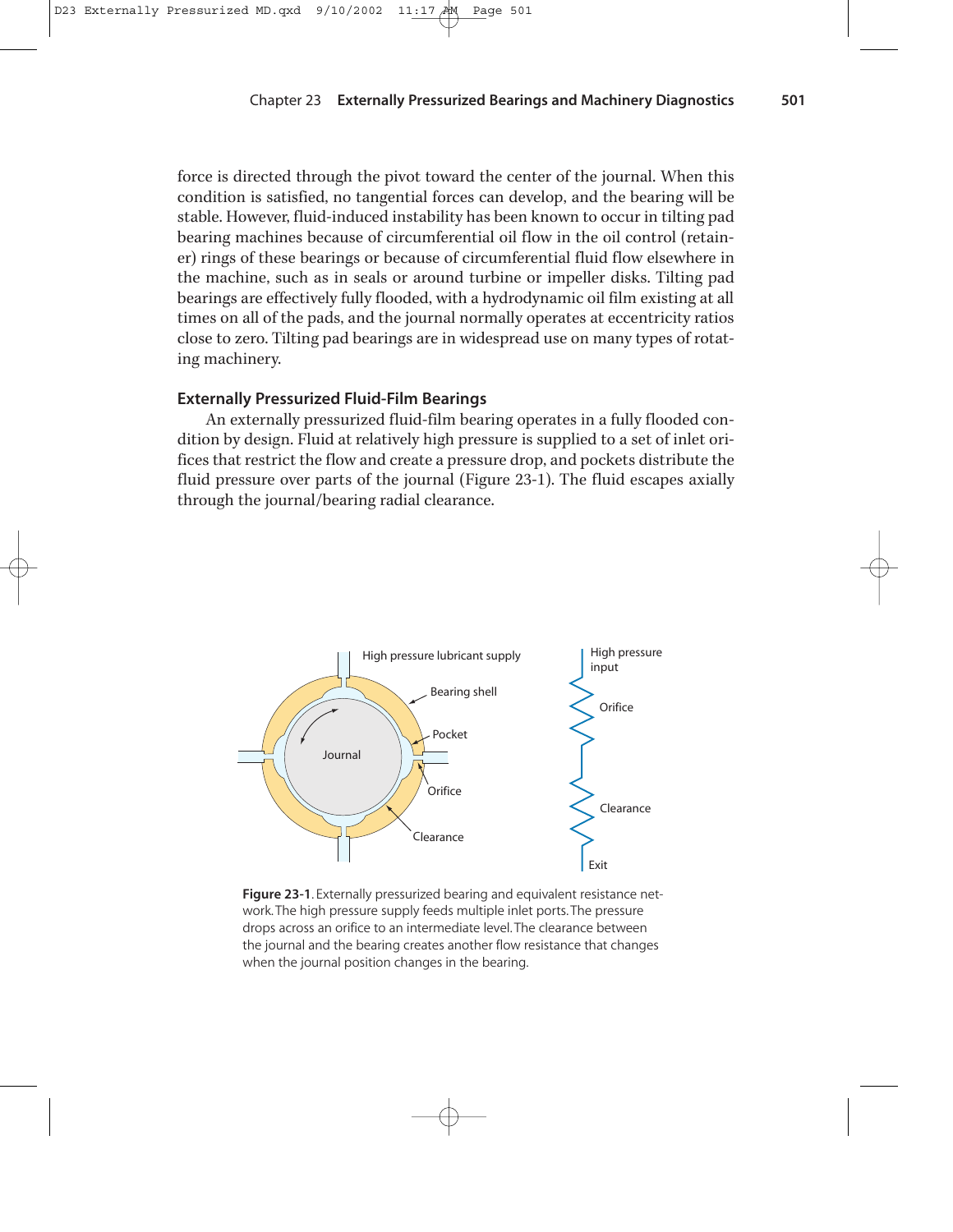force is directed through the pivot toward the center of the journal. When this condition is satisfied, no tangential forces can develop, and the bearing will be stable. However, fluid-induced instability has been known to occur in tilting pad bearing machines because of circumferential oil flow in the oil control (retainer) rings of these bearings or because of circumferential fluid flow elsewhere in the machine, such as in seals or around turbine or impeller disks. Tilting pad bearings are effectively fully flooded, with a hydrodynamic oil film existing at all times on all of the pads, and the journal normally operates at eccentricity ratios close to zero. Tilting pad bearings are in widespread use on many types of rotating machinery.

### Externally Pressurized Fluid-Film Bearings

An externally pressurized fluid-film bearing operates in a fully flooded condition by design. Fluid at relatively high pressure is supplied to a set of inlet orifices that restrict the flow and create a pressure drop, and pockets distribute the fluid pressure over parts of the journal (Figure 23-1). The fluid escapes axially through the journal/bearing radial clearance.

**Figure 23-1**. Externally pressurized bearing and equivalent resistance network. The high pressure supply feeds multiple inlet ports. The pressure drops across an orifice to an intermediate level. The clearance between the journal and the bearing creates another flow resistance that changes when the journal position changes in the bearing.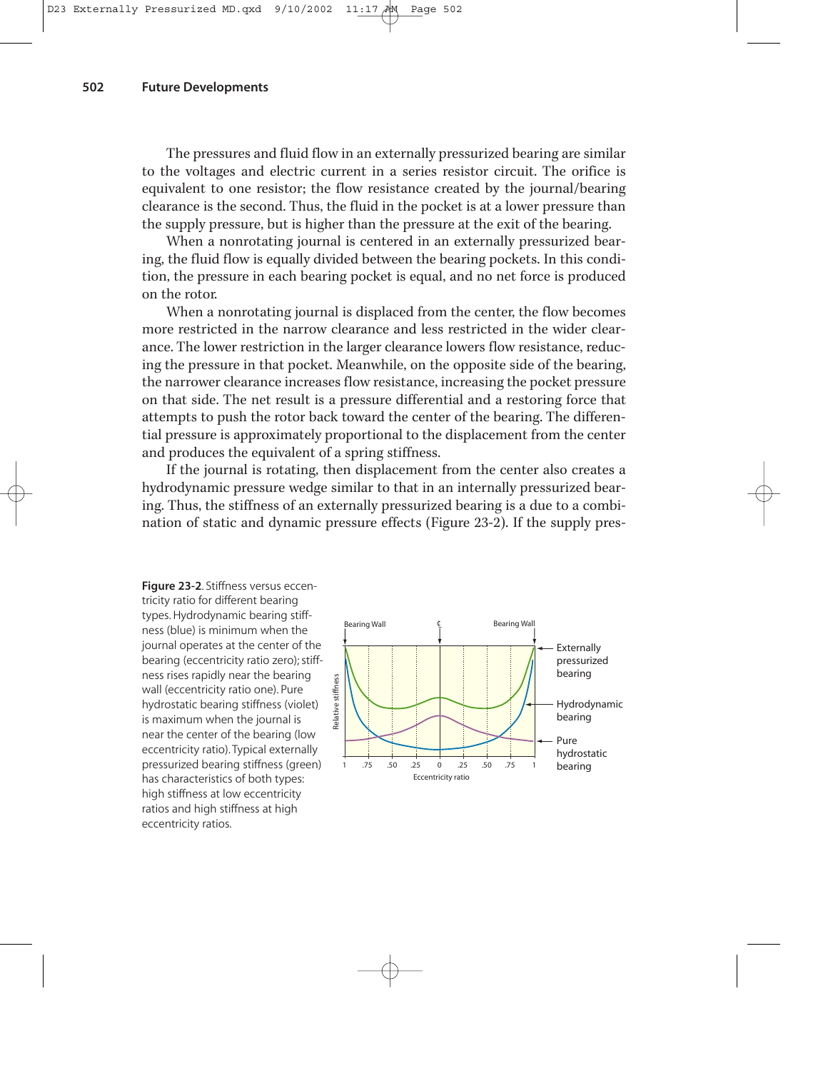The pressures and fluid flow in an externally pressurized bearing are similar to the voltages and electric current in a series resistor circuit. The orifice is equivalent to one resistor; the flow resistance created by the journal/bearing clearance is the second. Thus, the fluid in the pocket is at a lower pressure than the supply pressure, but is higher than the pressure at the exit of the bearing.

When a nonrotating journal is centered in an externally pressurized bearing, the fluid flow is equally divided between the bearing pockets. In this condition, the pressure in each bearing pocket is equal, and no net force is produced on the rotor.

When a nonrotating journal is displaced from the center, the flow becomes more restricted in the narrow clearance and less restricted in the wider clearance. The lower restriction in the larger clearance lowers flow resistance, reducing the pressure in that pocket. Meanwhile, on the opposite side of the bearing, the narrower clearance increases flow resistance, increasing the pocket pressure on that side. The net result is a pressure differential and a restoring force that attempts to push the rotor back toward the center of the bearing. The differential pressure is approximately proportional to the displacement from the center and produces the equivalent of a spring stiffness.

If the journal is rotating, then displacement from the center also creates a hydrodynamic pressure wedge similar to that in an internally pressurized bearing. Thus, the stiffness of an externally pressurized bearing is a due to a combination of static and dynamic pressure effects (Figure 23-2). If the supply pres-

Bearing Wall

℄

Bearing Wall

Externally pressurized bearing

Hydrodynamic bearing

Pure hydrostatic bearing

Relative stiffness

1 .75 .50 .25 0 .25 .50 .75 1

Eccentricity ratio

**Figure 23-2**. Stiffness versus eccentricity ratio for different bearing types. Hydrodynamic bearing stiffness (blue) is minimum when the journal operates at the center of the bearing (eccentricity ratio zero); stiffness rises rapidly near the bearing wall (eccentricity ratio one). Pure hydrostatic bearing stiffness (violet) is maximum when the journal is near the center of the bearing (low eccentricity ratio). Typical externally pressurized bearing stiffness (green) has characteristics of both types: high stiffness at low eccentricity ratios and high stiffness at high eccentricity ratios.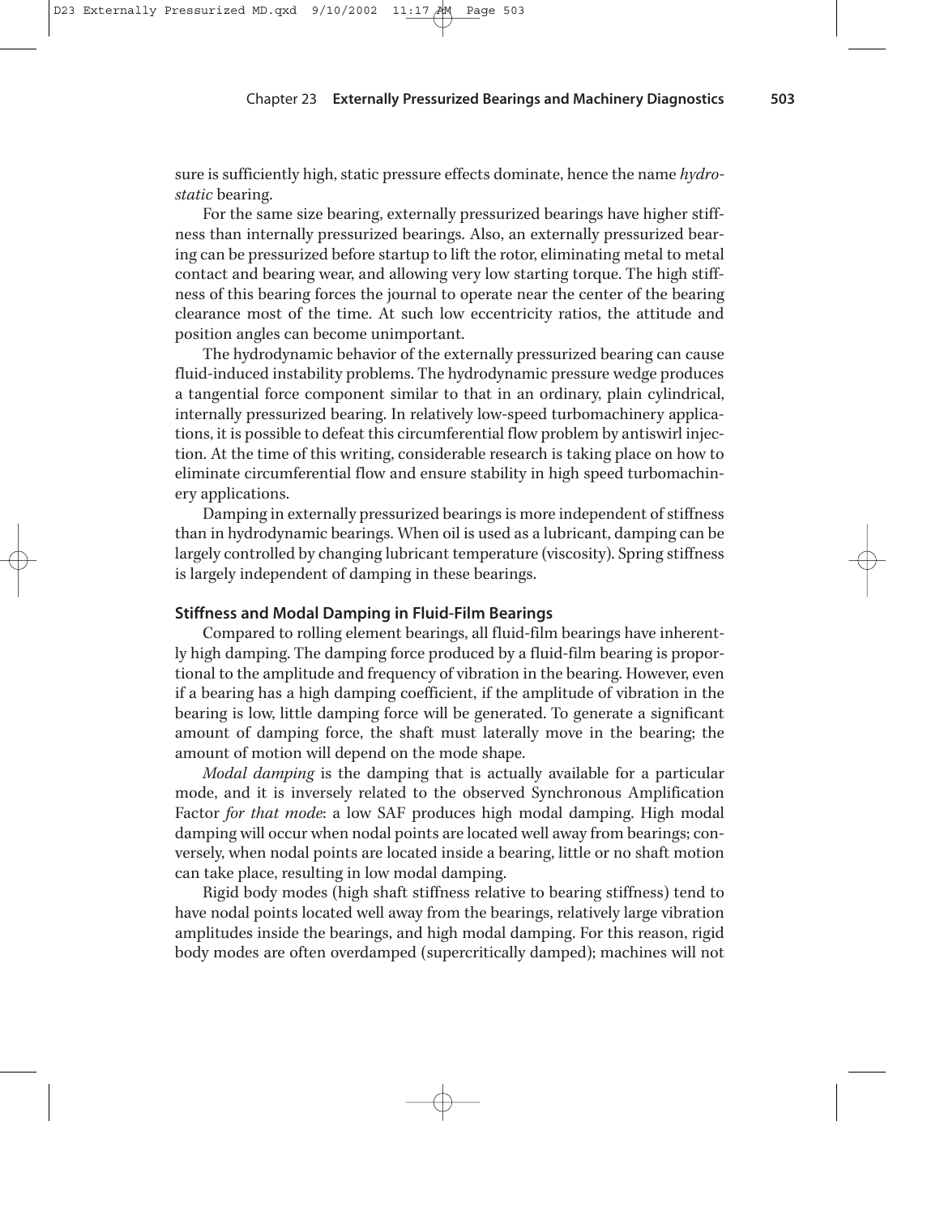sure is sufficiently high, static pressure effects dominate, hence the name *hydrostatic* bearing.

For the same size bearing, externally pressurized bearings have higher stiffness than internally pressurized bearings. Also, an externally pressurized bearing can be pressurized before startup to lift the rotor, eliminating metal to metal contact and bearing wear, and allowing very low starting torque. The high stiffness of this bearing forces the journal to operate near the center of the bearing clearance most of the time. At such low eccentricity ratios, the attitude and position angles can become unimportant.

The hydrodynamic behavior of the externally pressurized bearing can cause fluid-induced instability problems. The hydrodynamic pressure wedge produces a tangential force component similar to that in an ordinary, plain cylindrical, internally pressurized bearing. In relatively low-speed turbomachinery applications, it is possible to defeat this circumferential flow problem by antiswirl injection. At the time of this writing, considerable research is taking place on how to eliminate circumferential flow and ensure stability in high speed turbomachinery applications.

Damping in externally pressurized bearings is more independent of stiffness than in hydrodynamic bearings. When oil is used as a lubricant, damping can be largely controlled by changing lubricant temperature (viscosity). Spring stiffness is largely independent of damping in these bearings.

### Stiffness and Modal Damping in Fluid-Film Bearings

Compared to rolling element bearings, all fluid-film bearings have inherently high damping. The damping force produced by a fluid-film bearing is proportional to the amplitude and frequency of vibration in the bearing. However, even if a bearing has a high damping coefficient, if the amplitude of vibration in the bearing is low, little damping force will be generated. To generate a significant amount of damping force, the shaft must laterally move in the bearing; the amount of motion will depend on the mode shape.

*Modal damping* is the damping that is actually available for a particular mode, and it is inversely related to the observed Synchronous Amplification Factor *for that mode*: a low SAF produces high modal damping. High modal damping will occur when nodal points are located well away from bearings; conversely, when nodal points are located inside a bearing, little or no shaft motion can take place, resulting in low modal damping.

Rigid body modes (high shaft stiffness relative to bearing stiffness) tend to have nodal points located well away from the bearings, relatively large vibration amplitudes inside the bearings, and high modal damping. For this reason, rigid body modes are often overdamped (supercritically damped); machines will not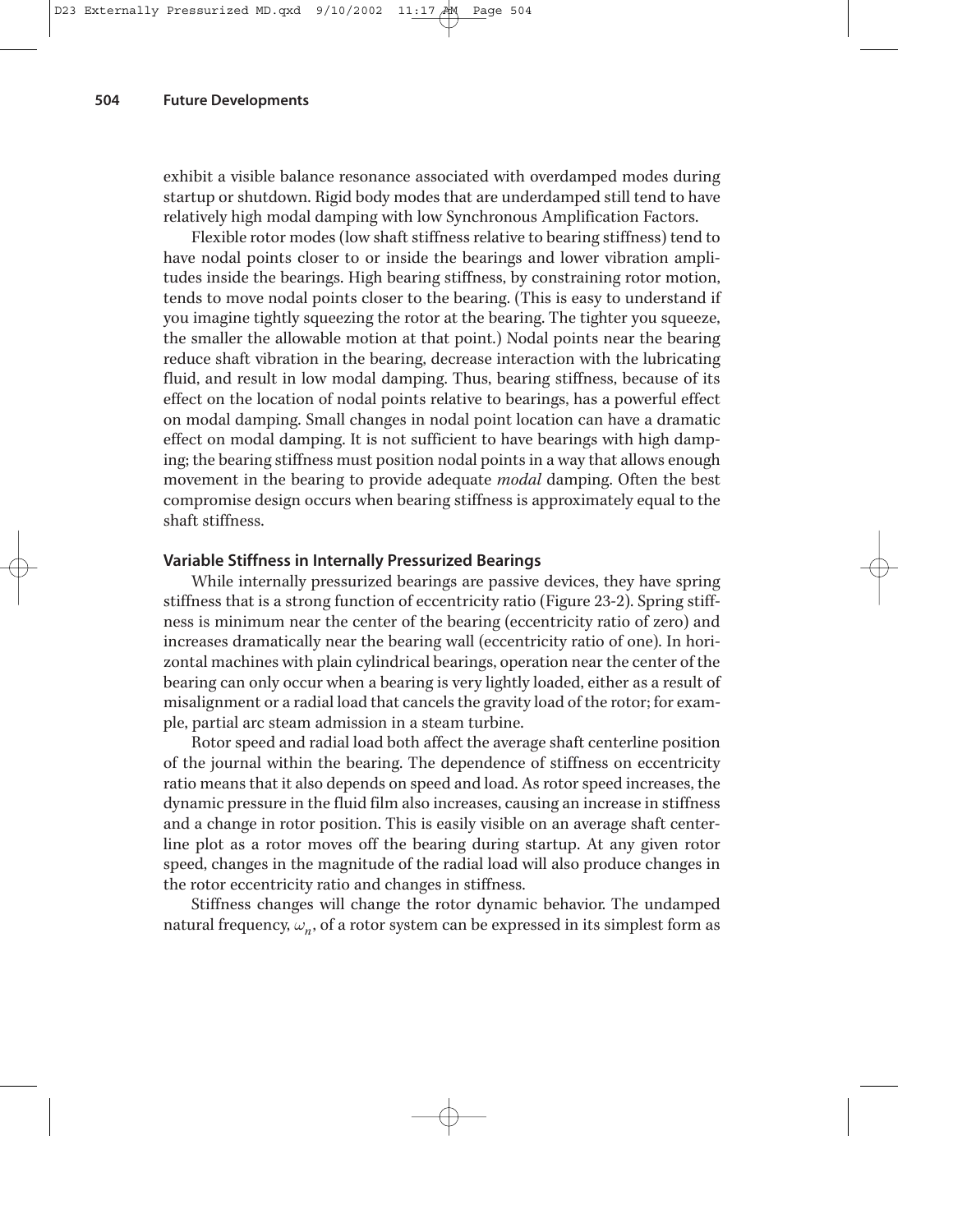exhibit a visible balance resonance associated with overdamped modes during startup or shutdown. Rigid body modes that are underdamped still tend to have relatively high modal damping with low Synchronous Amplification Factors.

Flexible rotor modes (low shaft stiffness relative to bearing stiffness) tend to have nodal points closer to or inside the bearings and lower vibration amplitudes inside the bearings. High bearing stiffness, by constraining rotor motion, tends to move nodal points closer to the bearing. (This is easy to understand if you imagine tightly squeezing the rotor at the bearing. The tighter you squeeze, the smaller the allowable motion at that point.) Nodal points near the bearing reduce shaft vibration in the bearing, decrease interaction with the lubricating fluid, and result in low modal damping. Thus, bearing stiffness, because of its effect on the location of nodal points relative to bearings, has a powerful effect on modal damping. Small changes in nodal point location can have a dramatic effect on modal damping. It is not sufficient to have bearings with high damping; the bearing stiffness must position nodal points in a way that allows enough movement in the bearing to provide adequate *modal* damping. Often the best compromise design occurs when bearing stiffness is approximately equal to the shaft stiffness.

### Variable Stiffness in Internally Pressurized Bearings

While internally pressurized bearings are passive devices, they have spring stiffness that is a strong function of eccentricity ratio (Figure 23-2). Spring stiffness is minimum near the center of the bearing (eccentricity ratio of zero) and increases dramatically near the bearing wall (eccentricity ratio of one). In horizontal machines with plain cylindrical bearings, operation near the center of the bearing can only occur when a bearing is very lightly loaded, either as a result of misalignment or a radial load that cancels the gravity load of the rotor; for example, partial arc steam admission in a steam turbine.

Rotor speed and radial load both affect the average shaft centerline position of the journal within the bearing. The dependence of stiffness on eccentricity ratio means that it also depends on speed and load. As rotor speed increases, the dynamic pressure in the fluid film also increases, causing an increase in stiffness and a change in rotor position. This is easily visible on an average shaft centerline plot as a rotor moves off the bearing during startup. At any given rotor speed, changes in the magnitude of the radial load will also produce changes in the rotor eccentricity ratio and changes in stiffness.

Stiffness changes will change the rotor dynamic behavior. The undamped natural frequency, $\omega_n$, of a rotor system can be expressed in its simplest form as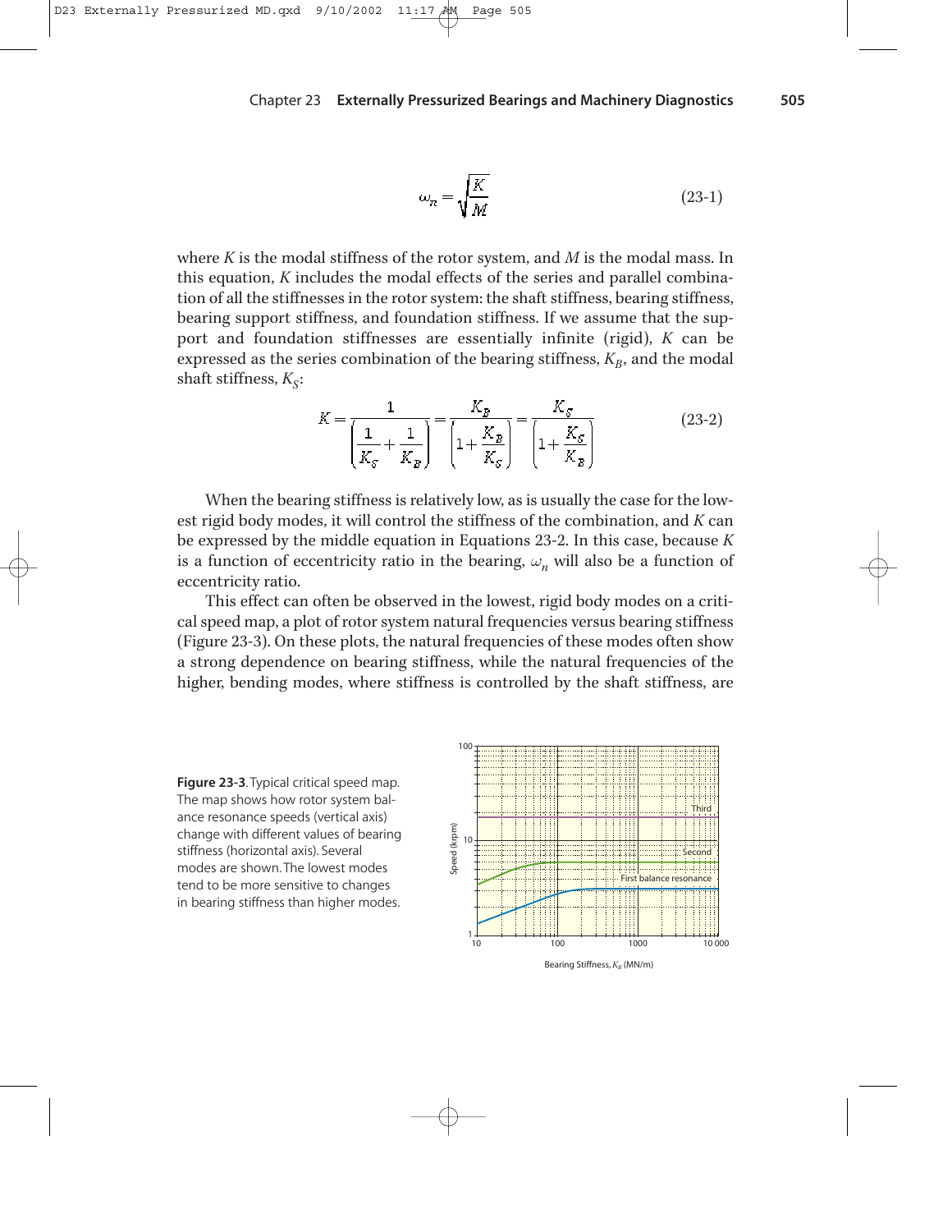$$\omega_n = \sqrt{\frac{K}{M}} \tag{23-1}$$

where $K$ is the modal stiffness of the rotor system, and $M$ is the modal mass. In this equation, $K$ includes the modal effects of the series and parallel combination of all the stiffnesses in the rotor system: the shaft stiffness, bearing stiffness, bearing support stiffness, and foundation stiffness. If we assume that the support and foundation stiffnesses are essentially infinite (rigid), $K$ can be expressed as the series combination of the bearing stiffness, $K_B$, and the modal shaft stiffness, $K_S$:

$$K = \frac{1}{\left(\dfrac{1}{K_S} + \dfrac{1}{K_B}\right)} = \frac{K_B}{\left(1 + \dfrac{K_B}{K_S}\right)} = \frac{K_S}{\left(1 + \dfrac{K_S}{K_B}\right)} \tag{23-2}$$

When the bearing stiffness is relatively low, as is usually the case for the lowest rigid body modes, it will control the stiffness of the combination, and $K$ can be expressed by the middle equation in Equations 23-2. In this case, because $K$ is a function of eccentricity ratio in the bearing, $\omega_n$ will also be a function of eccentricity ratio.

This effect can often be observed in the lowest, rigid body modes on a critical speed map, a plot of rotor system natural frequencies versus bearing stiffness (Figure 23-3). On these plots, the natural frequencies of these modes often show a strong dependence on bearing stiffness, while the natural frequencies of the higher, bending modes, where stiffness is controlled by the shaft stiffness, are

**Figure 23-3**. Typical critical speed map. The map shows how rotor system balance resonance speeds (vertical axis) change with different values of bearing stiffness (horizontal axis). Several modes are shown. The lowest modes tend to be more sensitive to changes in bearing stiffness than higher modes.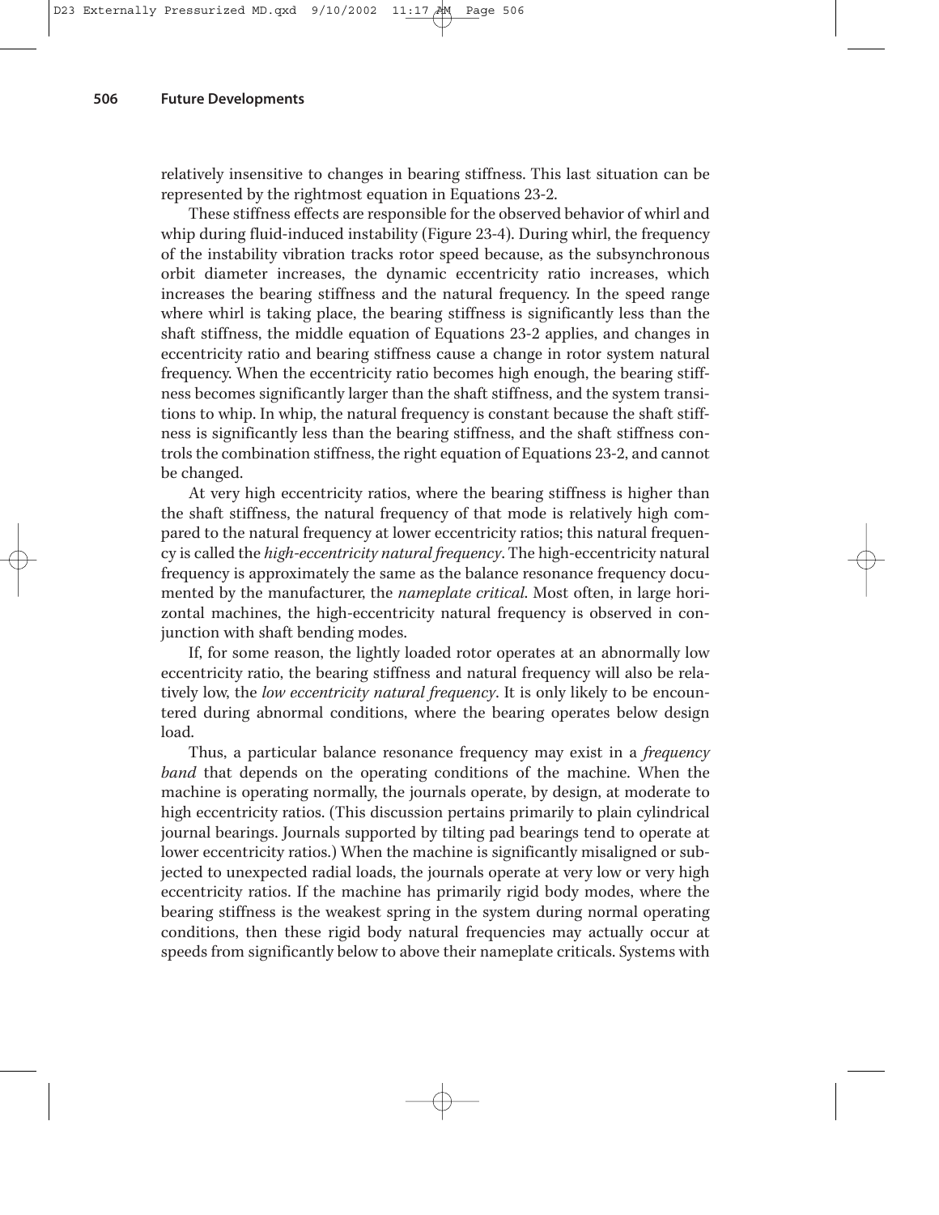relatively insensitive to changes in bearing stiffness. This last situation can be represented by the rightmost equation in Equations 23-2.

These stiffness effects are responsible for the observed behavior of whirl and whip during fluid-induced instability (Figure 23-4). During whirl, the frequency of the instability vibration tracks rotor speed because, as the subsynchronous orbit diameter increases, the dynamic eccentricity ratio increases, which increases the bearing stiffness and the natural frequency. In the speed range where whirl is taking place, the bearing stiffness is significantly less than the shaft stiffness, the middle equation of Equations 23-2 applies, and changes in eccentricity ratio and bearing stiffness cause a change in rotor system natural frequency. When the eccentricity ratio becomes high enough, the bearing stiffness becomes significantly larger than the shaft stiffness, and the system transitions to whip. In whip, the natural frequency is constant because the shaft stiffness is significantly less than the bearing stiffness, and the shaft stiffness controls the combination stiffness, the right equation of Equations 23-2, and cannot be changed.

At very high eccentricity ratios, where the bearing stiffness is higher than the shaft stiffness, the natural frequency of that mode is relatively high compared to the natural frequency at lower eccentricity ratios; this natural frequency is called the *high-eccentricity natural frequency*. The high-eccentricity natural frequency is approximately the same as the balance resonance frequency documented by the manufacturer, the *nameplate critical*. Most often, in large horizontal machines, the high-eccentricity natural frequency is observed in conjunction with shaft bending modes.

If, for some reason, the lightly loaded rotor operates at an abnormally low eccentricity ratio, the bearing stiffness and natural frequency will also be relatively low, the *low eccentricity natural frequency*. It is only likely to be encountered during abnormal conditions, where the bearing operates below design load.

Thus, a particular balance resonance frequency may exist in a *frequency band* that depends on the operating conditions of the machine. When the machine is operating normally, the journals operate, by design, at moderate to high eccentricity ratios. (This discussion pertains primarily to plain cylindrical journal bearings. Journals supported by tilting pad bearings tend to operate at lower eccentricity ratios.) When the machine is significantly misaligned or subjected to unexpected radial loads, the journals operate at very low or very high eccentricity ratios. If the machine has primarily rigid body modes, where the bearing stiffness is the weakest spring in the system during normal operating conditions, then these rigid body natural frequencies may actually occur at speeds from significantly below to above their nameplate criticals. Systems with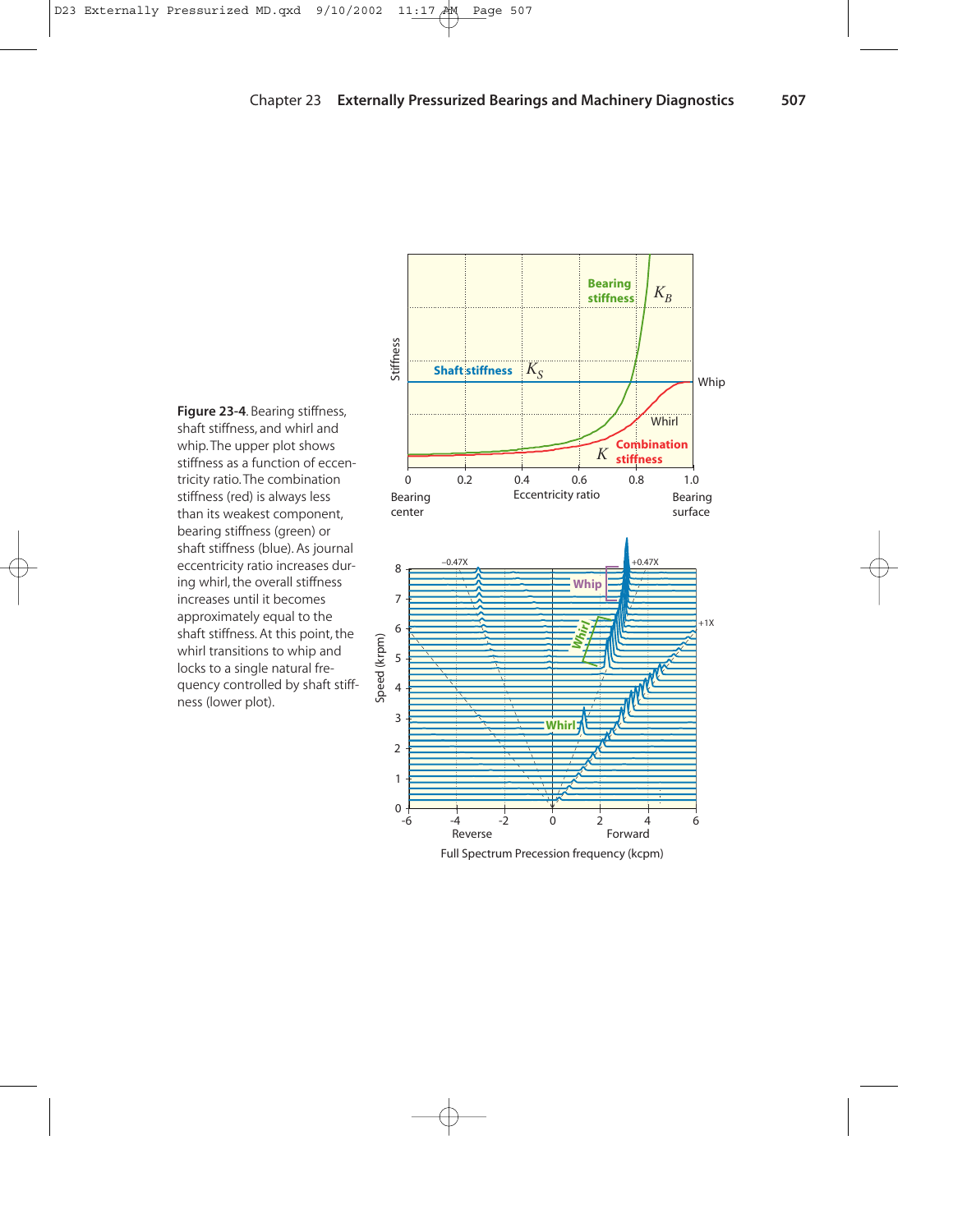**Figure 23-4**. Bearing stiffness, shaft stiffness, and whirl and whip. The upper plot shows stiffness as a function of eccentricity ratio. The combination stiffness (red) is always less than its weakest component, bearing stiffness (green) or shaft stiffness (blue). As journal eccentricity ratio increases during whirl, the overall stiffness increases until it becomes approximately equal to the shaft stiffness. At this point, the whirl transitions to whip and locks to a single natural frequency controlled by shaft stiffness (lower plot).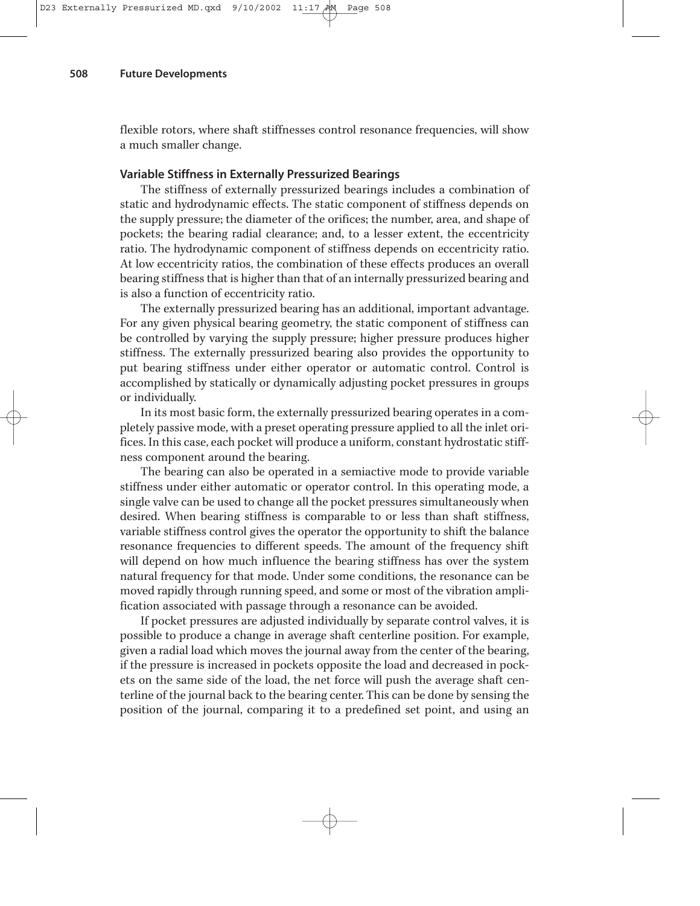flexible rotors, where shaft stiffnesses control resonance frequencies, will show a much smaller change.

### Variable Stiffness in Externally Pressurized Bearings

The stiffness of externally pressurized bearings includes a combination of static and hydrodynamic effects. The static component of stiffness depends on the supply pressure; the diameter of the orifices; the number, area, and shape of pockets; the bearing radial clearance; and, to a lesser extent, the eccentricity ratio. The hydrodynamic component of stiffness depends on eccentricity ratio. At low eccentricity ratios, the combination of these effects produces an overall bearing stiffness that is higher than that of an internally pressurized bearing and is also a function of eccentricity ratio.

The externally pressurized bearing has an additional, important advantage. For any given physical bearing geometry, the static component of stiffness can be controlled by varying the supply pressure; higher pressure produces higher stiffness. The externally pressurized bearing also provides the opportunity to put bearing stiffness under either operator or automatic control. Control is accomplished by statically or dynamically adjusting pocket pressures in groups or individually.

In its most basic form, the externally pressurized bearing operates in a completely passive mode, with a preset operating pressure applied to all the inlet orifices. In this case, each pocket will produce a uniform, constant hydrostatic stiffness component around the bearing.

The bearing can also be operated in a semiactive mode to provide variable stiffness under either automatic or operator control. In this operating mode, a single valve can be used to change all the pocket pressures simultaneously when desired. When bearing stiffness is comparable to or less than shaft stiffness, variable stiffness control gives the operator the opportunity to shift the balance resonance frequencies to different speeds. The amount of the frequency shift will depend on how much influence the bearing stiffness has over the system natural frequency for that mode. Under some conditions, the resonance can be moved rapidly through running speed, and some or most of the vibration amplification associated with passage through a resonance can be avoided.

If pocket pressures are adjusted individually by separate control valves, it is possible to produce a change in average shaft centerline position. For example, given a radial load which moves the journal away from the center of the bearing, if the pressure is increased in pockets opposite the load and decreased in pockets on the same side of the load, the net force will push the average shaft centerline of the journal back to the bearing center. This can be done by sensing the position of the journal, comparing it to a predefined set point, and using an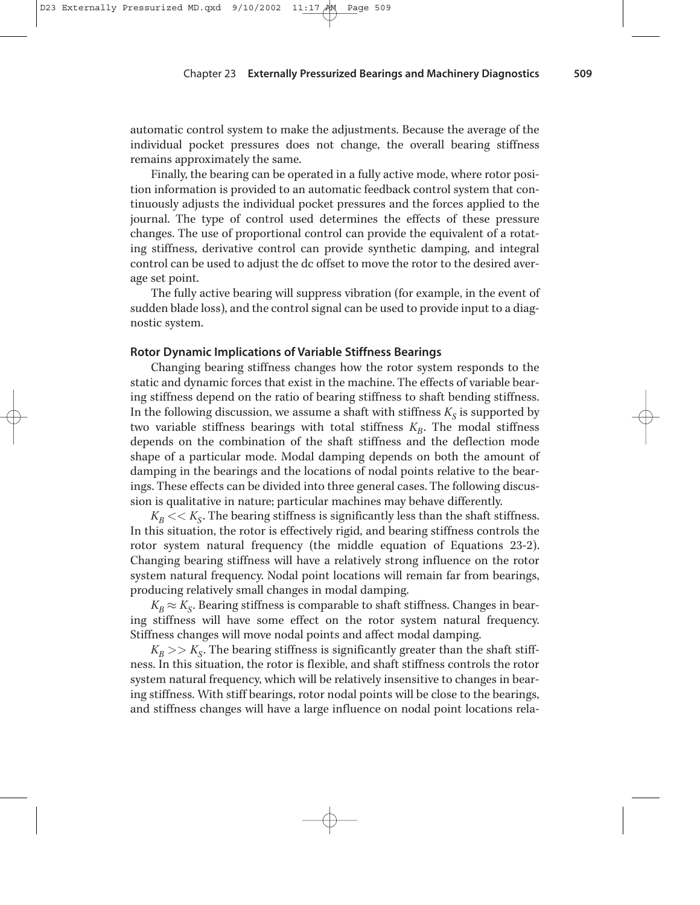automatic control system to make the adjustments. Because the average of the individual pocket pressures does not change, the overall bearing stiffness remains approximately the same.

Finally, the bearing can be operated in a fully active mode, where rotor position information is provided to an automatic feedback control system that continuously adjusts the individual pocket pressures and the forces applied to the journal. The type of control used determines the effects of these pressure changes. The use of proportional control can provide the equivalent of a rotating stiffness, derivative control can provide synthetic damping, and integral control can be used to adjust the dc offset to move the rotor to the desired average set point.

The fully active bearing will suppress vibration (for example, in the event of sudden blade loss), and the control signal can be used to provide input to a diagnostic system.

### Rotor Dynamic Implications of Variable Stiffness Bearings

Changing bearing stiffness changes how the rotor system responds to the static and dynamic forces that exist in the machine. The effects of variable bearing stiffness depend on the ratio of bearing stiffness to shaft bending stiffness. In the following discussion, we assume a shaft with stiffness $K_S$ is supported by two variable stiffness bearings with total stiffness $K_B$. The modal stiffness depends on the combination of the shaft stiffness and the deflection mode shape of a particular mode. Modal damping depends on both the amount of damping in the bearings and the locations of nodal points relative to the bearings. These effects can be divided into three general cases. The following discussion is qualitative in nature; particular machines may behave differently.

$K_B << K_S$. The bearing stiffness is significantly less than the shaft stiffness. In this situation, the rotor is effectively rigid, and bearing stiffness controls the rotor system natural frequency (the middle equation of Equations 23-2). Changing bearing stiffness will have a relatively strong influence on the rotor system natural frequency. Nodal point locations will remain far from bearings, producing relatively small changes in modal damping.

$K_B \approx K_S$. Bearing stiffness is comparable to shaft stiffness. Changes in bearing stiffness will have some effect on the rotor system natural frequency. Stiffness changes will move nodal points and affect modal damping.

$K_B >> K_S$. The bearing stiffness is significantly greater than the shaft stiffness. In this situation, the rotor is flexible, and shaft stiffness controls the rotor system natural frequency, which will be relatively insensitive to changes in bearing stiffness. With stiff bearings, rotor nodal points will be close to the bearings, and stiffness changes will have a large influence on nodal point locations rela-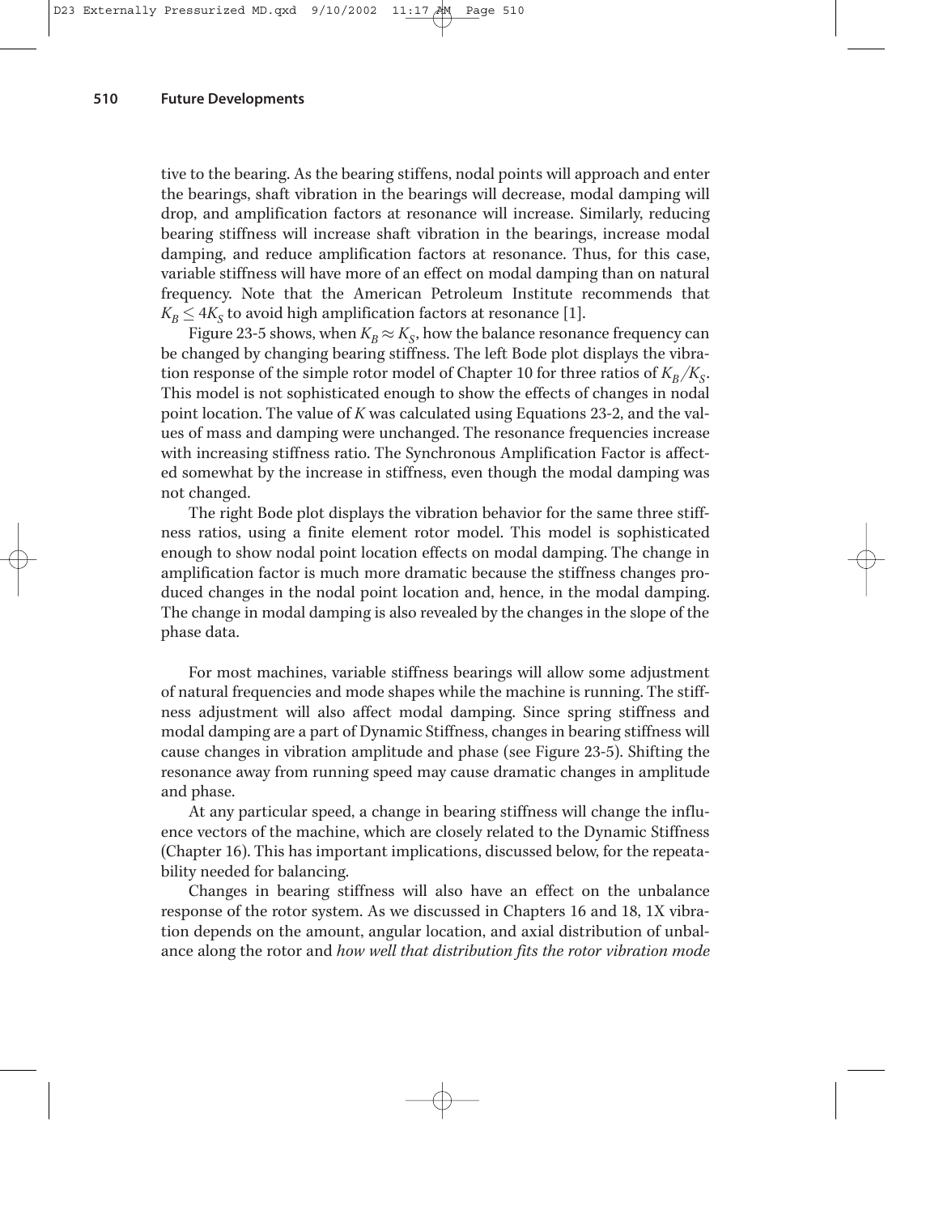tive to the bearing. As the bearing stiffens, nodal points will approach and enter the bearings, shaft vibration in the bearings will decrease, modal damping will drop, and amplification factors at resonance will increase. Similarly, reducing bearing stiffness will increase shaft vibration in the bearings, increase modal damping, and reduce amplification factors at resonance. Thus, for this case, variable stiffness will have more of an effect on modal damping than on natural frequency. Note that the American Petroleum Institute recommends that $K_B \leq 4K_S$ to avoid high amplification factors at resonance [1].

Figure 23-5 shows, when $K_B \approx K_S$, how the balance resonance frequency can be changed by changing bearing stiffness. The left Bode plot displays the vibration response of the simple rotor model of Chapter 10 for three ratios of $K_B/K_S$. This model is not sophisticated enough to show the effects of changes in nodal point location. The value of $K$ was calculated using Equations 23-2, and the values of mass and damping were unchanged. The resonance frequencies increase with increasing stiffness ratio. The Synchronous Amplification Factor is affected somewhat by the increase in stiffness, even though the modal damping was not changed.

The right Bode plot displays the vibration behavior for the same three stiffness ratios, using a finite element rotor model. This model is sophisticated enough to show nodal point location effects on modal damping. The change in amplification factor is much more dramatic because the stiffness changes produced changes in the nodal point location and, hence, in the modal damping. The change in modal damping is also revealed by the changes in the slope of the phase data.

For most machines, variable stiffness bearings will allow some adjustment of natural frequencies and mode shapes while the machine is running. The stiffness adjustment will also affect modal damping. Since spring stiffness and modal damping are a part of Dynamic Stiffness, changes in bearing stiffness will cause changes in vibration amplitude and phase (see Figure 23-5). Shifting the resonance away from running speed may cause dramatic changes in amplitude and phase.

At any particular speed, a change in bearing stiffness will change the influence vectors of the machine, which are closely related to the Dynamic Stiffness (Chapter 16). This has important implications, discussed below, for the repeatability needed for balancing.

Changes in bearing stiffness will also have an effect on the unbalance response of the rotor system. As we discussed in Chapters 16 and 18, 1X vibration depends on the amount, angular location, and axial distribution of unbalance along the rotor and *how well that distribution fits the rotor vibration mode*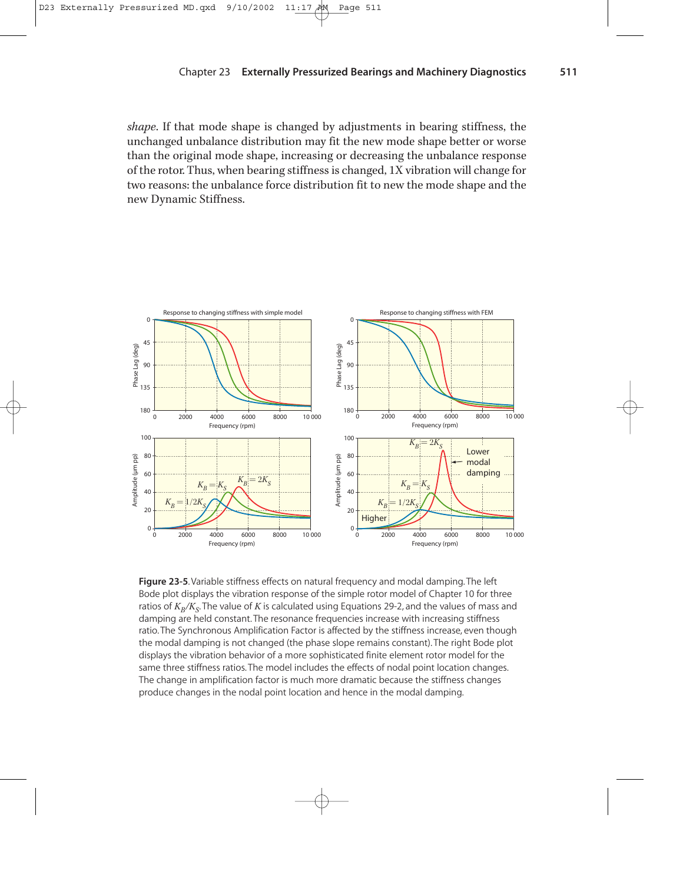*shape*. If that mode shape is changed by adjustments in bearing stiffness, the unchanged unbalance distribution may fit the new mode shape better or worse than the original mode shape, increasing or decreasing the unbalance response of the rotor. Thus, when bearing stiffness is changed, 1X vibration will change for two reasons: the unbalance force distribution fit to new the mode shape and the new Dynamic Stiffness.

**Figure 23-5**. Variable stiffness effects on natural frequency and modal damping. The left Bode plot displays the vibration response of the simple rotor model of Chapter 10 for three ratios of $K_B/K_S$. The value of $K$ is calculated using Equations 29-2, and the values of mass and damping are held constant. The resonance frequencies increase with increasing stiffness ratio. The Synchronous Amplification Factor is affected by the stiffness increase, even though the modal damping is not changed (the phase slope remains constant). The right Bode plot displays the vibration behavior of a more sophisticated finite element rotor model for the same three stiffness ratios. The model includes the effects of nodal point location changes. The change in amplification factor is much more dramatic because the stiffness changes produce changes in the nodal point location and hence in the modal damping.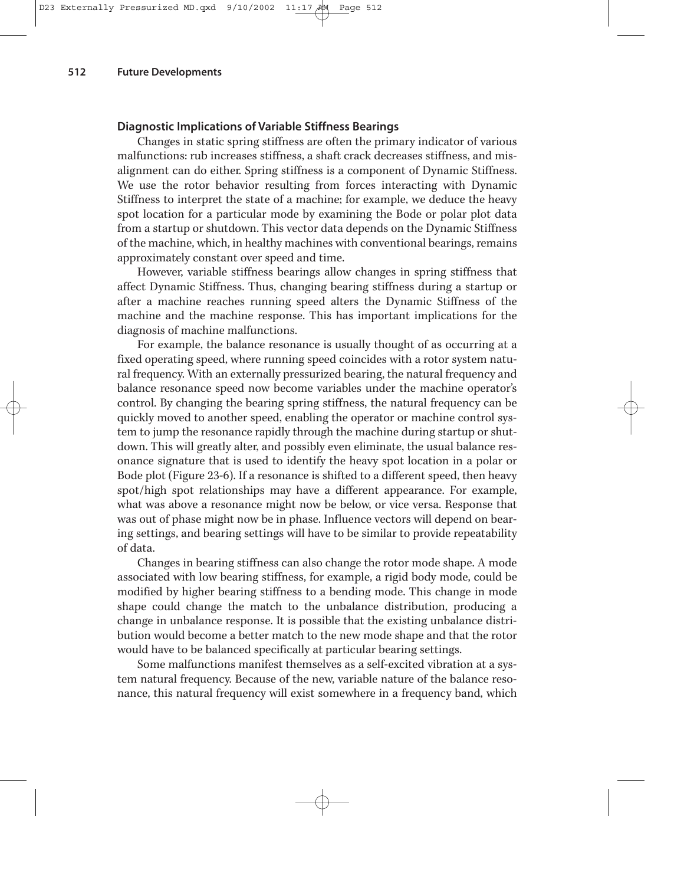### Diagnostic Implications of Variable Stiffness Bearings

Changes in static spring stiffness are often the primary indicator of various malfunctions: rub increases stiffness, a shaft crack decreases stiffness, and misalignment can do either. Spring stiffness is a component of Dynamic Stiffness. We use the rotor behavior resulting from forces interacting with Dynamic Stiffness to interpret the state of a machine; for example, we deduce the heavy spot location for a particular mode by examining the Bode or polar plot data from a startup or shutdown. This vector data depends on the Dynamic Stiffness of the machine, which, in healthy machines with conventional bearings, remains approximately constant over speed and time.

However, variable stiffness bearings allow changes in spring stiffness that affect Dynamic Stiffness. Thus, changing bearing stiffness during a startup or after a machine reaches running speed alters the Dynamic Stiffness of the machine and the machine response. This has important implications for the diagnosis of machine malfunctions.

For example, the balance resonance is usually thought of as occurring at a fixed operating speed, where running speed coincides with a rotor system natural frequency. With an externally pressurized bearing, the natural frequency and balance resonance speed now become variables under the machine operator's control. By changing the bearing spring stiffness, the natural frequency can be quickly moved to another speed, enabling the operator or machine control system to jump the resonance rapidly through the machine during startup or shutdown. This will greatly alter, and possibly even eliminate, the usual balance resonance signature that is used to identify the heavy spot location in a polar or Bode plot (Figure 23-6). If a resonance is shifted to a different speed, then heavy spot/high spot relationships may have a different appearance. For example, what was above a resonance might now be below, or vice versa. Response that was out of phase might now be in phase. Influence vectors will depend on bearing settings, and bearing settings will have to be similar to provide repeatability of data.

Changes in bearing stiffness can also change the rotor mode shape. A mode associated with low bearing stiffness, for example, a rigid body mode, could be modified by higher bearing stiffness to a bending mode. This change in mode shape could change the match to the unbalance distribution, producing a change in unbalance response. It is possible that the existing unbalance distribution would become a better match to the new mode shape and that the rotor would have to be balanced specifically at particular bearing settings.

Some malfunctions manifest themselves as a self-excited vibration at a system natural frequency. Because of the new, variable nature of the balance resonance, this natural frequency will exist somewhere in a frequency band, which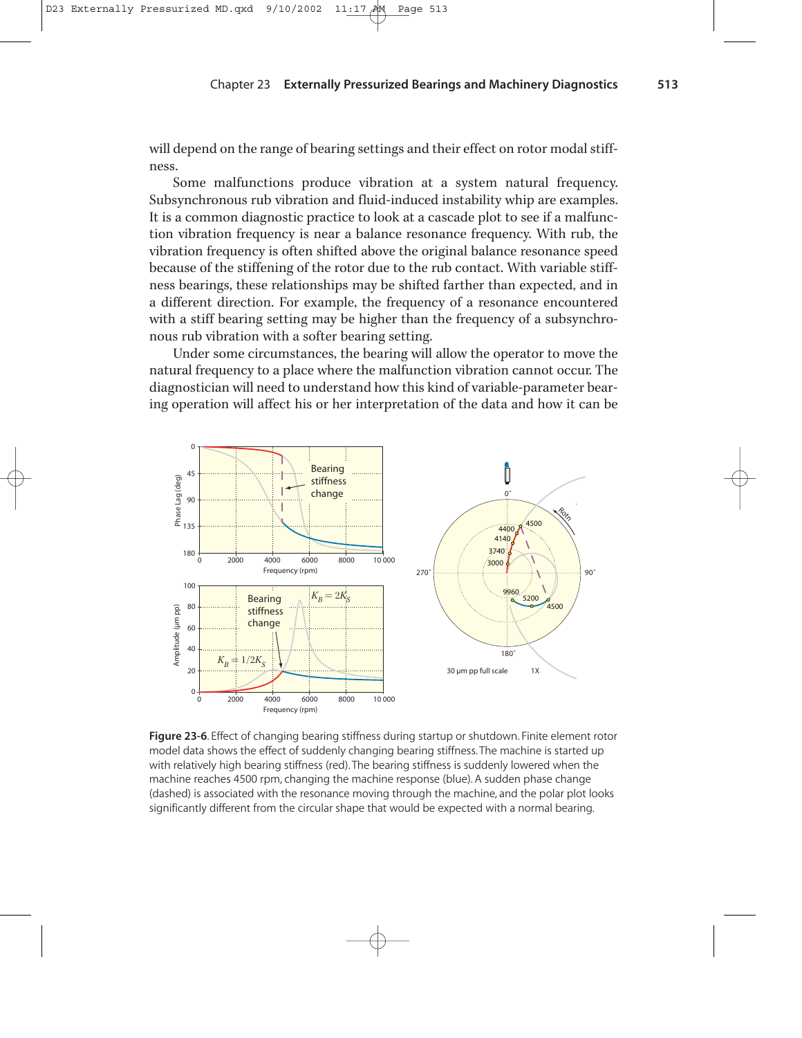will depend on the range of bearing settings and their effect on rotor modal stiffness.

Some malfunctions produce vibration at a system natural frequency. Subsynchronous rub vibration and fluid-induced instability whip are examples. It is a common diagnostic practice to look at a cascade plot to see if a malfunction vibration frequency is near a balance resonance frequency. With rub, the vibration frequency is often shifted above the original balance resonance speed because of the stiffening of the rotor due to the rub contact. With variable stiffness bearings, these relationships may be shifted farther than expected, and in a different direction. For example, the frequency of a resonance encountered with a stiff bearing setting may be higher than the frequency of a subsynchronous rub vibration with a softer bearing setting.

Under some circumstances, the bearing will allow the operator to move the natural frequency to a place where the malfunction vibration cannot occur. The diagnostician will need to understand how this kind of variable-parameter bearing operation will affect his or her interpretation of the data and how it can be

**Figure 23-6**. Effect of changing bearing stiffness during startup or shutdown. Finite element rotor model data shows the effect of suddenly changing bearing stiffness. The machine is started up with relatively high bearing stiffness (red). The bearing stiffness is suddenly lowered when the machine reaches 4500 rpm, changing the machine response (blue). A sudden phase change (dashed) is associated with the resonance moving through the machine, and the polar plot looks significantly different from the circular shape that would be expected with a normal bearing.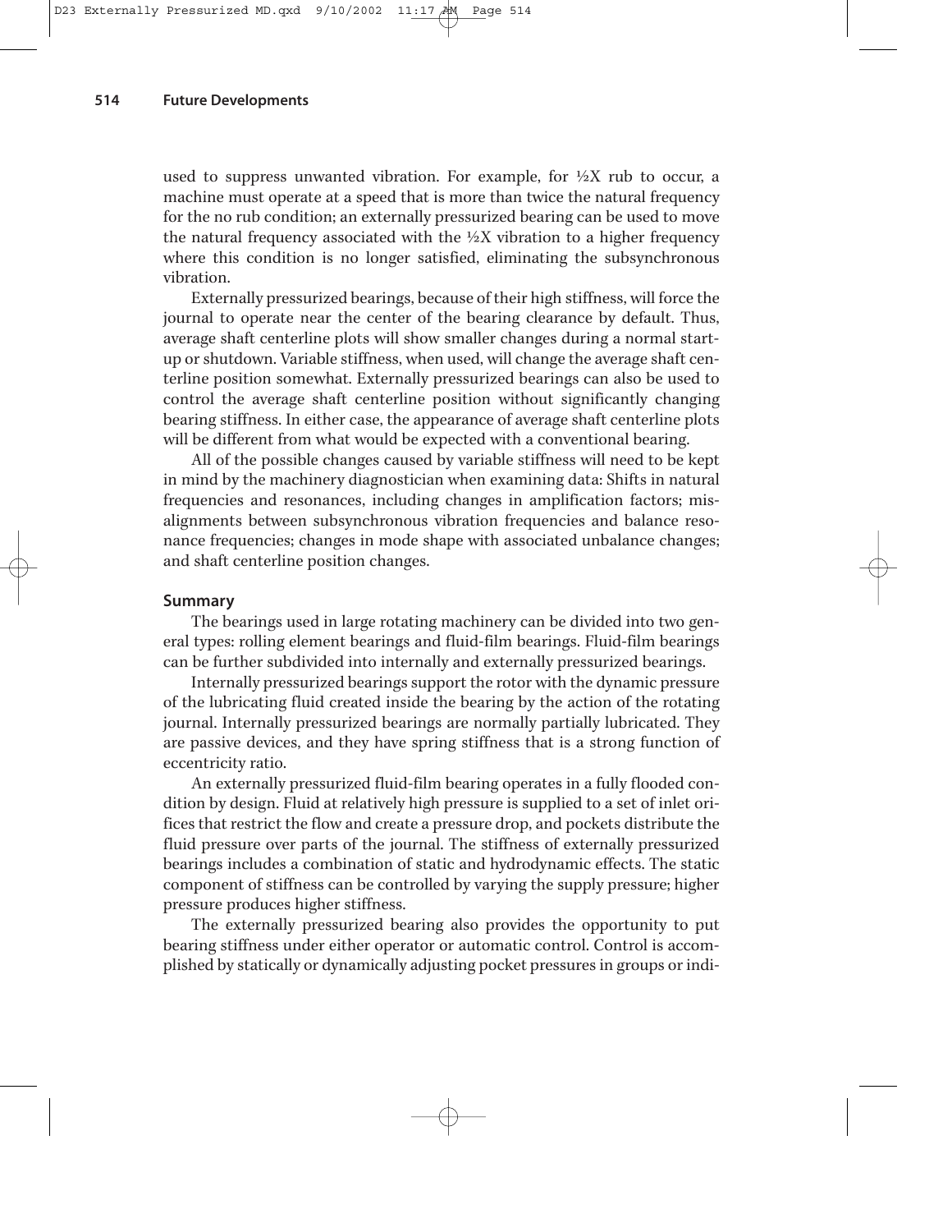used to suppress unwanted vibration. For example, for ½X rub to occur, a machine must operate at a speed that is more than twice the natural frequency for the no rub condition; an externally pressurized bearing can be used to move the natural frequency associated with the ½X vibration to a higher frequency where this condition is no longer satisfied, eliminating the subsynchronous vibration.

Externally pressurized bearings, because of their high stiffness, will force the journal to operate near the center of the bearing clearance by default. Thus, average shaft centerline plots will show smaller changes during a normal startup or shutdown. Variable stiffness, when used, will change the average shaft centerline position somewhat. Externally pressurized bearings can also be used to control the average shaft centerline position without significantly changing bearing stiffness. In either case, the appearance of average shaft centerline plots will be different from what would be expected with a conventional bearing.

All of the possible changes caused by variable stiffness will need to be kept in mind by the machinery diagnostician when examining data: Shifts in natural frequencies and resonances, including changes in amplification factors; misalignments between subsynchronous vibration frequencies and balance resonance frequencies; changes in mode shape with associated unbalance changes; and shaft centerline position changes.

## Summary

The bearings used in large rotating machinery can be divided into two general types: rolling element bearings and fluid-film bearings. Fluid-film bearings can be further subdivided into internally and externally pressurized bearings.

Internally pressurized bearings support the rotor with the dynamic pressure of the lubricating fluid created inside the bearing by the action of the rotating journal. Internally pressurized bearings are normally partially lubricated. They are passive devices, and they have spring stiffness that is a strong function of eccentricity ratio.

An externally pressurized fluid-film bearing operates in a fully flooded condition by design. Fluid at relatively high pressure is supplied to a set of inlet orifices that restrict the flow and create a pressure drop, and pockets distribute the fluid pressure over parts of the journal. The stiffness of externally pressurized bearings includes a combination of static and hydrodynamic effects. The static component of stiffness can be controlled by varying the supply pressure; higher pressure produces higher stiffness.

The externally pressurized bearing also provides the opportunity to put bearing stiffness under either operator or automatic control. Control is accomplished by statically or dynamically adjusting pocket pressures in groups or indi-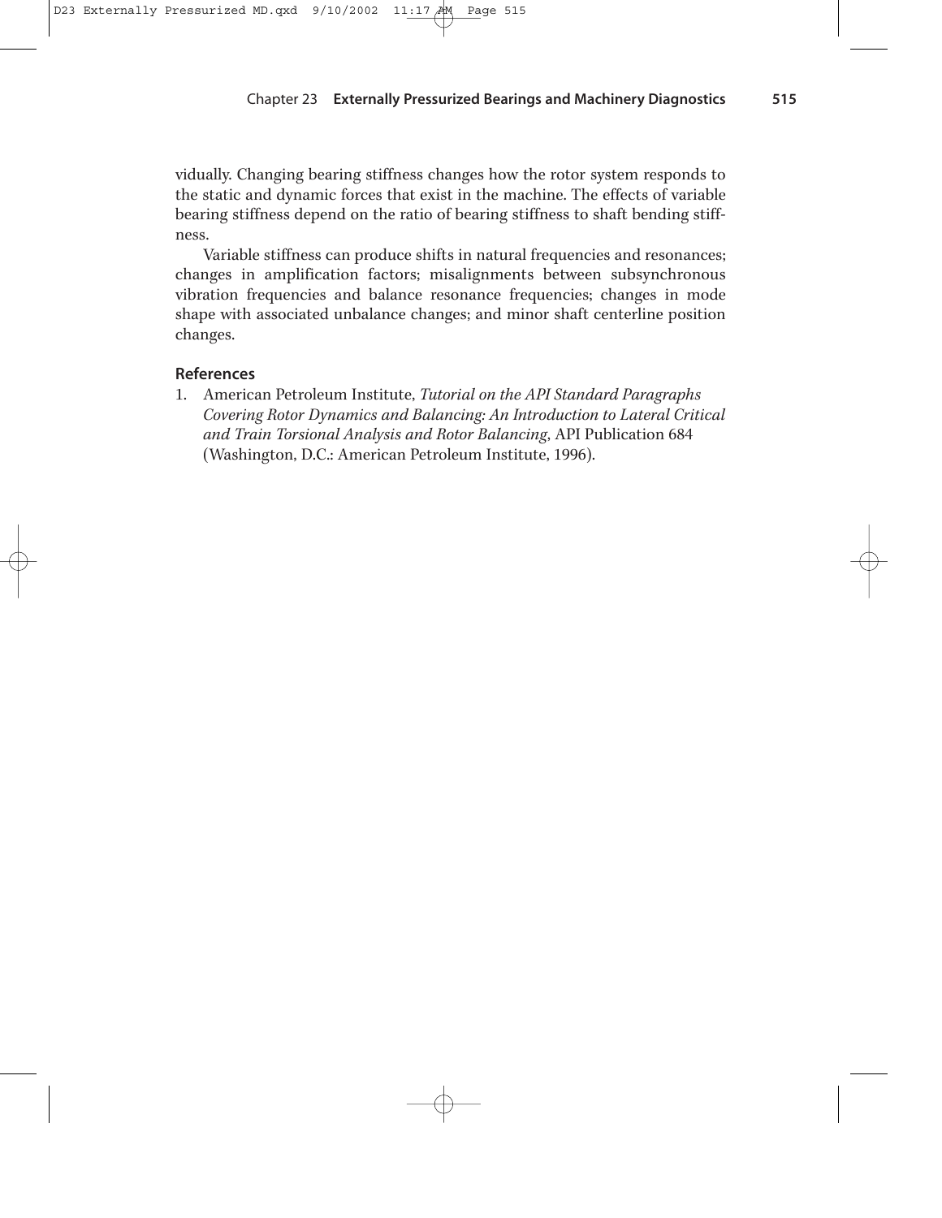vidually. Changing bearing stiffness changes how the rotor system responds to the static and dynamic forces that exist in the machine. The effects of variable bearing stiffness depend on the ratio of bearing stiffness to shaft bending stiffness.

Variable stiffness can produce shifts in natural frequencies and resonances; changes in amplification factors; misalignments between subsynchronous vibration frequencies and balance resonance frequencies; changes in mode shape with associated unbalance changes; and minor shaft centerline position changes.

### References

1. American Petroleum Institute, *Tutorial on the API Standard Paragraphs Covering Rotor Dynamics and Balancing: An Introduction to Lateral Critical and Train Torsional Analysis and Rotor Balancing*, API Publication 684 (Washington, D.C.: American Petroleum Institute, 1996).